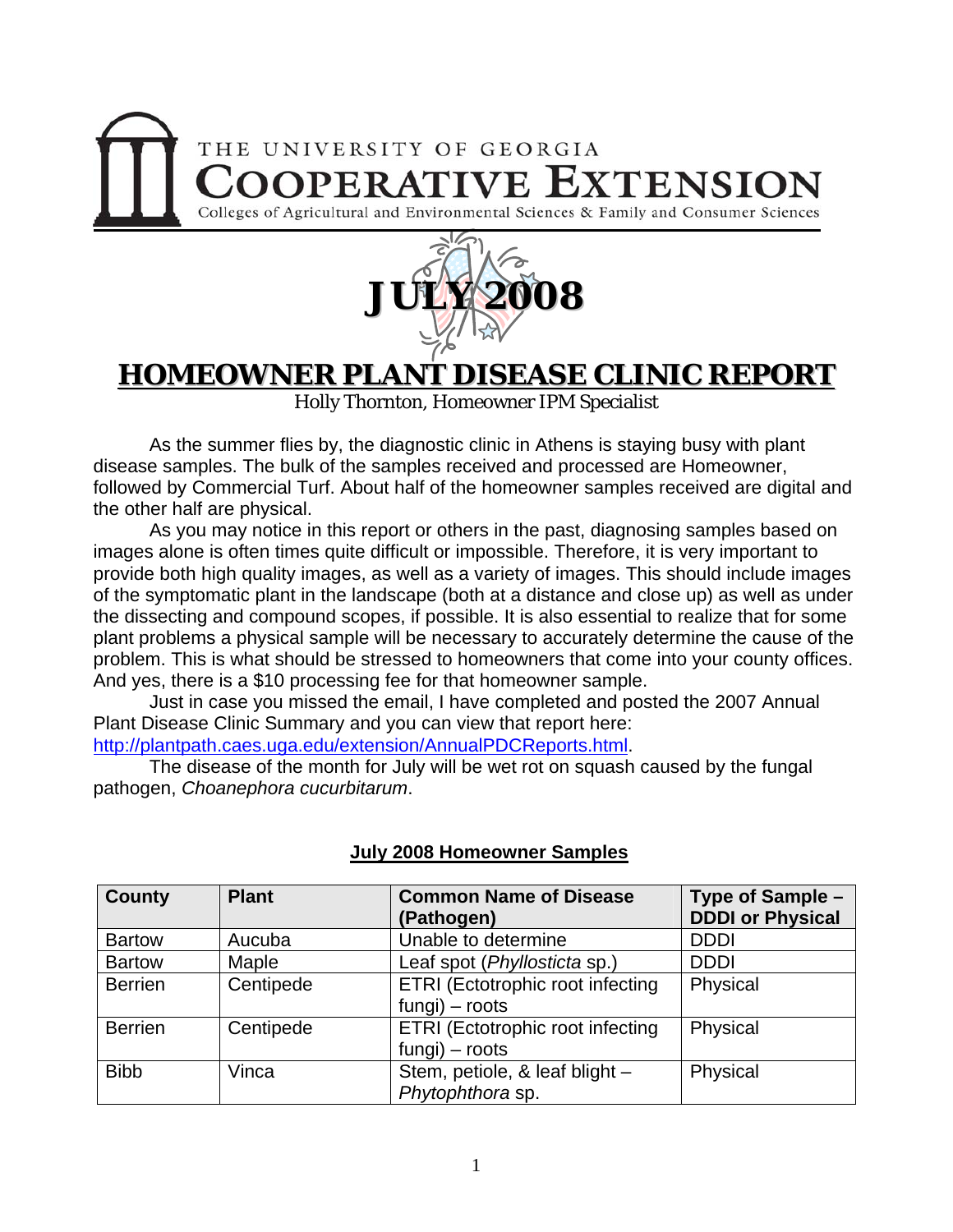THE UNIVERSITY OF GEORGIA

# COOPERATIVE EXTENSION

Colleges of Agricultural and Environmental Sciences & Family and Consumer Sciences

# JULY 2008

# HOMEOWNER PLANT DISEASE CLINIC REPORT

Holly Thornton, Homeowner IPM Specialist

As the summer flies by, the diagnostic clinic in Athens is staying busy with plant disease samples. The bulk of the samples received and processed are Homeowner, followed by Commercial Turf. About half of the homeowner samples received are digital and the other half are physical.

As you may notice in this report or others in the past, diagnosing samples based on images alone is often times quite difficult or impossible. Therefore, it is very important to provide both high quality images, as well as a variety of images. This should include images of the symptomatic plant in the landscape (both at a distance and close up) as well as under the dissecting and compound scopes, if possible. It is also essential to realize that for some plant problems a physical sample will be necessary to accurately determine the cause of the problem. This is what should be stressed to homeowners that come into your county offices. And yes, there is a $10 processing fee for that homeowner sample.

Just in case you missed the email, I have completed and posted the 2007 Annual Plant Disease Clinic Summary and you can view that report here: http://plantpath.caes.uga.edu/extension/AnnualPDCReports.html.

The disease of the month for July will be wet rot on squash caused by the fungal pathogen, *Choanephora cucurbitarum*.

**July 2008 Homeowner Samples**

| County | Plant | Common Name of Disease (Pathogen) | Type of Sample – DDDI or Physical |
|---|---|---|---|
| Bartow | Aucuba | Unable to determine | DDDI |
| Bartow | Maple | Leaf spot (*Phyllosticta* sp.) | DDDI |
| Berrien | Centipede | ETRI (Ectotrophic root infecting fungi) – roots | Physical |
| Berrien | Centipede | ETRI (Ectotrophic root infecting fungi) – roots | Physical |
| Bibb | Vinca | Stem, petiole, & leaf blight – *Phytophthora* sp. | Physical |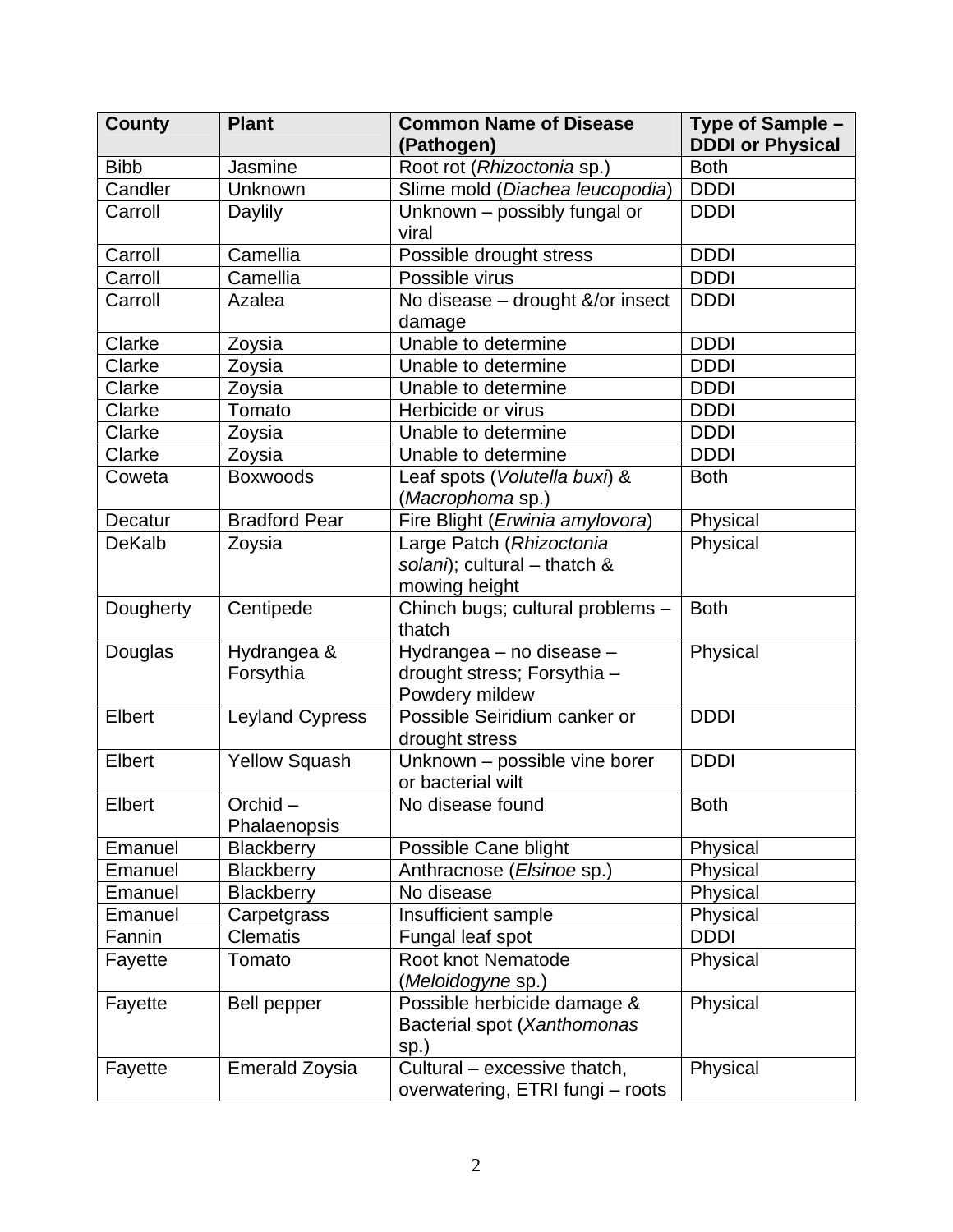| County | Plant | Common Name of Disease (Pathogen) | Type of Sample – DDDI or Physical |
| --- | --- | --- | --- |
| Bibb | Jasmine | Root rot (*Rhizoctonia* sp.) | Both |
| Candler | Unknown | Slime mold (*Diachea leucopodia*) | DDDI |
| Carroll | Daylily | Unknown – possibly fungal or viral | DDDI |
| Carroll | Camellia | Possible drought stress | DDDI |
| Carroll | Camellia | Possible virus | DDDI |
| Carroll | Azalea | No disease – drought &/or insect damage | DDDI |
| Clarke | Zoysia | Unable to determine | DDDI |
| Clarke | Zoysia | Unable to determine | DDDI |
| Clarke | Zoysia | Unable to determine | DDDI |
| Clarke | Tomato | Herbicide or virus | DDDI |
| Clarke | Zoysia | Unable to determine | DDDI |
| Clarke | Zoysia | Unable to determine | DDDI |
| Coweta | Boxwoods | Leaf spots (*Volutella buxi*) & (*Macrophoma* sp.) | Both |
| Decatur | Bradford Pear | Fire Blight (*Erwinia amylovora*) | Physical |
| DeKalb | Zoysia | Large Patch (*Rhizoctonia solani*); cultural – thatch & mowing height | Physical |
| Dougherty | Centipede | Chinch bugs; cultural problems – thatch | Both |
| Douglas | Hydrangea & Forsythia | Hydrangea – no disease – drought stress; Forsythia – Powdery mildew | Physical |
| Elbert | Leyland Cypress | Possible Seiridium canker or drought stress | DDDI |
| Elbert | Yellow Squash | Unknown – possible vine borer or bacterial wilt | DDDI |
| Elbert | Orchid – Phalaenopsis | No disease found | Both |
| Emanuel | Blackberry | Possible Cane blight | Physical |
| Emanuel | Blackberry | Anthracnose (*Elsinoe* sp.) | Physical |
| Emanuel | Blackberry | No disease | Physical |
| Emanuel | Carpetgrass | Insufficient sample | Physical |
| Fannin | Clematis | Fungal leaf spot | DDDI |
| Fayette | Tomato | Root knot Nematode (*Meloidogyne* sp.) | Physical |
| Fayette | Bell pepper | Possible herbicide damage & Bacterial spot (*Xanthomonas* sp.) | Physical |
| Fayette | Emerald Zoysia | Cultural – excessive thatch, overwatering, ETRI fungi – roots | Physical |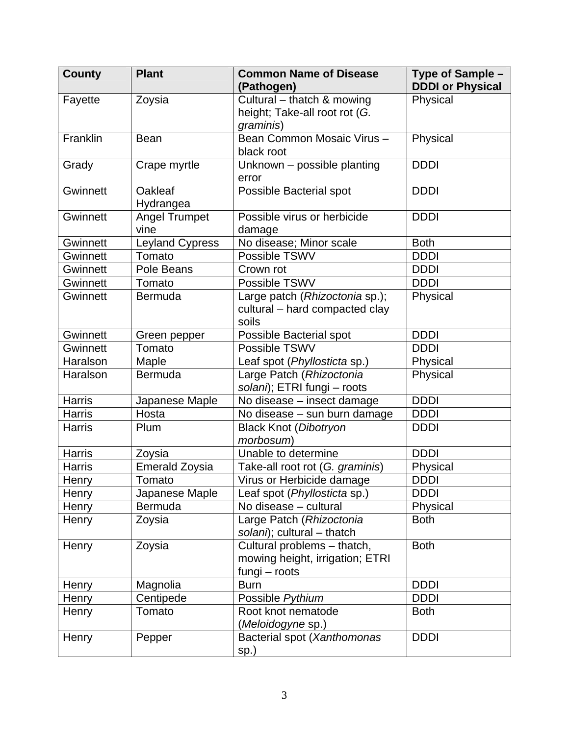| County | Plant | Common Name of Disease (Pathogen) | Type of Sample – DDDI or Physical |
|---|---|---|---|
| Fayette | Zoysia | Cultural – thatch & mowing height; Take-all root rot (*G. graminis*) | Physical |
| Franklin | Bean | Bean Common Mosaic Virus – black root | Physical |
| Grady | Crape myrtle | Unknown – possible planting error | DDDI |
| Gwinnett | Oakleaf Hydrangea | Possible Bacterial spot | DDDI |
| Gwinnett | Angel Trumpet vine | Possible virus or herbicide damage | DDDI |
| Gwinnett | Leyland Cypress | No disease; Minor scale | Both |
| Gwinnett | Tomato | Possible TSWV | DDDI |
| Gwinnett | Pole Beans | Crown rot | DDDI |
| Gwinnett | Tomato | Possible TSWV | DDDI |
| Gwinnett | Bermuda | Large patch (*Rhizoctonia* sp.); cultural – hard compacted clay soils | Physical |
| Gwinnett | Green pepper | Possible Bacterial spot | DDDI |
| Gwinnett | Tomato | Possible TSWV | DDDI |
| Haralson | Maple | Leaf spot (*Phyllosticta* sp.) | Physical |
| Haralson | Bermuda | Large Patch (*Rhizoctonia solani*); ETRI fungi – roots | Physical |
| Harris | Japanese Maple | No disease – insect damage | DDDI |
| Harris | Hosta | No disease – sun burn damage | DDDI |
| Harris | Plum | Black Knot (*Dibotryon morbosum*) | DDDI |
| Harris | Zoysia | Unable to determine | DDDI |
| Harris | Emerald Zoysia | Take-all root rot (*G. graminis*) | Physical |
| Henry | Tomato | Virus or Herbicide damage | DDDI |
| Henry | Japanese Maple | Leaf spot (*Phyllosticta* sp.) | DDDI |
| Henry | Bermuda | No disease – cultural | Physical |
| Henry | Zoysia | Large Patch (*Rhizoctonia solani*); cultural – thatch | Both |
| Henry | Zoysia | Cultural problems – thatch, mowing height, irrigation; ETRI fungi – roots | Both |
| Henry | Magnolia | Burn | DDDI |
| Henry | Centipede | Possible *Pythium* | DDDI |
| Henry | Tomato | Root knot nematode (*Meloidogyne* sp.) | Both |
| Henry | Pepper | Bacterial spot (*Xanthomonas* sp.) | DDDI |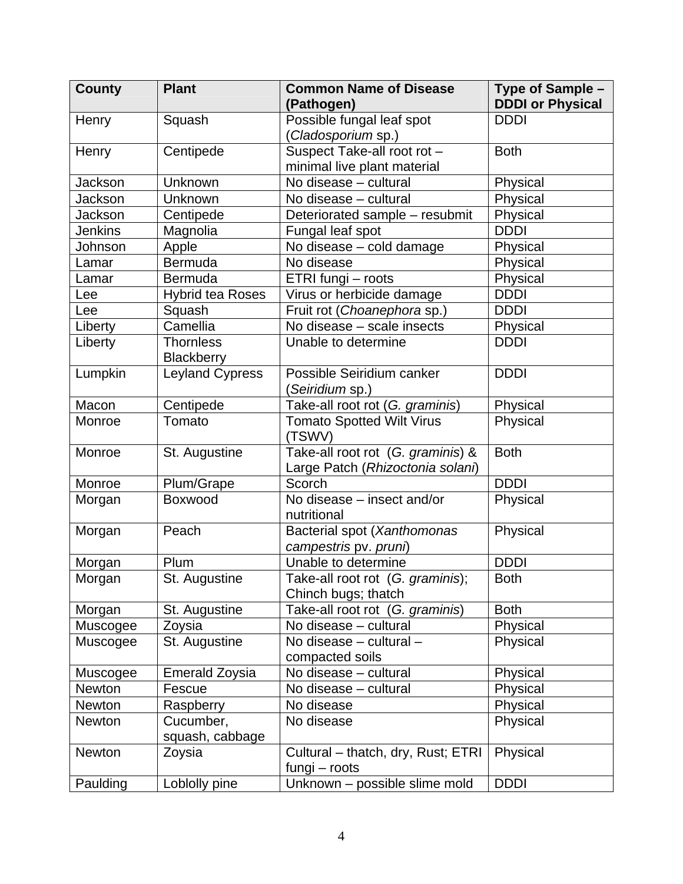| County | Plant | Common Name of Disease (Pathogen) | Type of Sample – DDDI or Physical |
|---|---|---|---|
| Henry | Squash | Possible fungal leaf spot (*Cladosporium* sp.) | DDDI |
| Henry | Centipede | Suspect Take-all root rot – minimal live plant material | Both |
| Jackson | Unknown | No disease – cultural | Physical |
| Jackson | Unknown | No disease – cultural | Physical |
| Jackson | Centipede | Deteriorated sample – resubmit | Physical |
| Jenkins | Magnolia | Fungal leaf spot | DDDI |
| Johnson | Apple | No disease – cold damage | Physical |
| Lamar | Bermuda | No disease | Physical |
| Lamar | Bermuda | ETRI fungi – roots | Physical |
| Lee | Hybrid tea Roses | Virus or herbicide damage | DDDI |
| Lee | Squash | Fruit rot (*Choanephora* sp.) | DDDI |
| Liberty | Camellia | No disease – scale insects | Physical |
| Liberty | Thornless Blackberry | Unable to determine | DDDI |
| Lumpkin | Leyland Cypress | Possible Seiridium canker (*Seiridium* sp.) | DDDI |
| Macon | Centipede | Take-all root rot (*G. graminis*) | Physical |
| Monroe | Tomato | Tomato Spotted Wilt Virus (TSWV) | Physical |
| Monroe | St. Augustine | Take-all root rot (*G. graminis*) & Large Patch (*Rhizoctonia solani*) | Both |
| Monroe | Plum/Grape | Scorch | DDDI |
| Morgan | Boxwood | No disease – insect and/or nutritional | Physical |
| Morgan | Peach | Bacterial spot (*Xanthomonas campestris* pv. *pruni*) | Physical |
| Morgan | Plum | Unable to determine | DDDI |
| Morgan | St. Augustine | Take-all root rot (*G. graminis*); Chinch bugs; thatch | Both |
| Morgan | St. Augustine | Take-all root rot (*G. graminis*) | Both |
| Muscogee | Zoysia | No disease – cultural | Physical |
| Muscogee | St. Augustine | No disease – cultural – compacted soils | Physical |
| Muscogee | Emerald Zoysia | No disease – cultural | Physical |
| Newton | Fescue | No disease – cultural | Physical |
| Newton | Raspberry | No disease | Physical |
| Newton | Cucumber, squash, cabbage | No disease | Physical |
| Newton | Zoysia | Cultural – thatch, dry, Rust; ETRI fungi – roots | Physical |
| Paulding | Loblolly pine | Unknown – possible slime mold | DDDI |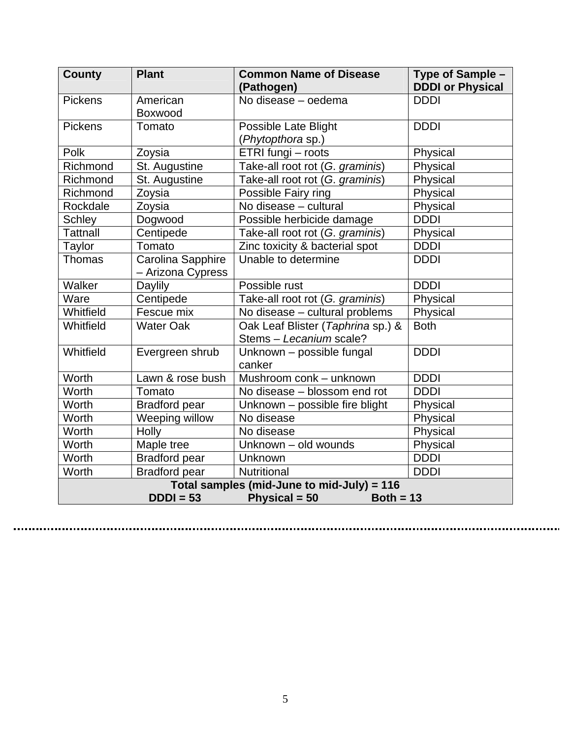| County | Plant | Common Name of Disease (Pathogen) | Type of Sample – DDDI or Physical |
|---|---|---|---|
| Pickens | American Boxwood | No disease – oedema | DDDI |
| Pickens | Tomato | Possible Late Blight (*Phytopthora* sp.) | DDDI |
| Polk | Zoysia | ETRI fungi – roots | Physical |
| Richmond | St. Augustine | Take-all root rot (*G. graminis*) | Physical |
| Richmond | St. Augustine | Take-all root rot (*G. graminis*) | Physical |
| Richmond | Zoysia | Possible Fairy ring | Physical |
| Rockdale | Zoysia | No disease – cultural | Physical |
| Schley | Dogwood | Possible herbicide damage | DDDI |
| Tattnall | Centipede | Take-all root rot (*G. graminis*) | Physical |
| Taylor | Tomato | Zinc toxicity & bacterial spot | DDDI |
| Thomas | Carolina Sapphire – Arizona Cypress | Unable to determine | DDDI |
| Walker | Daylily | Possible rust | DDDI |
| Ware | Centipede | Take-all root rot (*G. graminis*) | Physical |
| Whitfield | Fescue mix | No disease – cultural problems | Physical |
| Whitfield | Water Oak | Oak Leaf Blister (*Taphrina* sp.) & Stems – *Lecanium* scale? | Both |
| Whitfield | Evergreen shrub | Unknown – possible fungal canker | DDDI |
| Worth | Lawn & rose bush | Mushroom conk – unknown | DDDI |
| Worth | Tomato | No disease – blossom end rot | DDDI |
| Worth | Bradford pear | Unknown – possible fire blight | Physical |
| Worth | Weeping willow | No disease | Physical |
| Worth | Holly | No disease | Physical |
| Worth | Maple tree | Unknown – old wounds | Physical |
| Worth | Bradford pear | Unknown | DDDI |
| Worth | Bradford pear | Nutritional | DDDI |
| **Total samples (mid-June to mid-July) = 116 DDDI = 53 Physical = 50 Both = 13** | | | |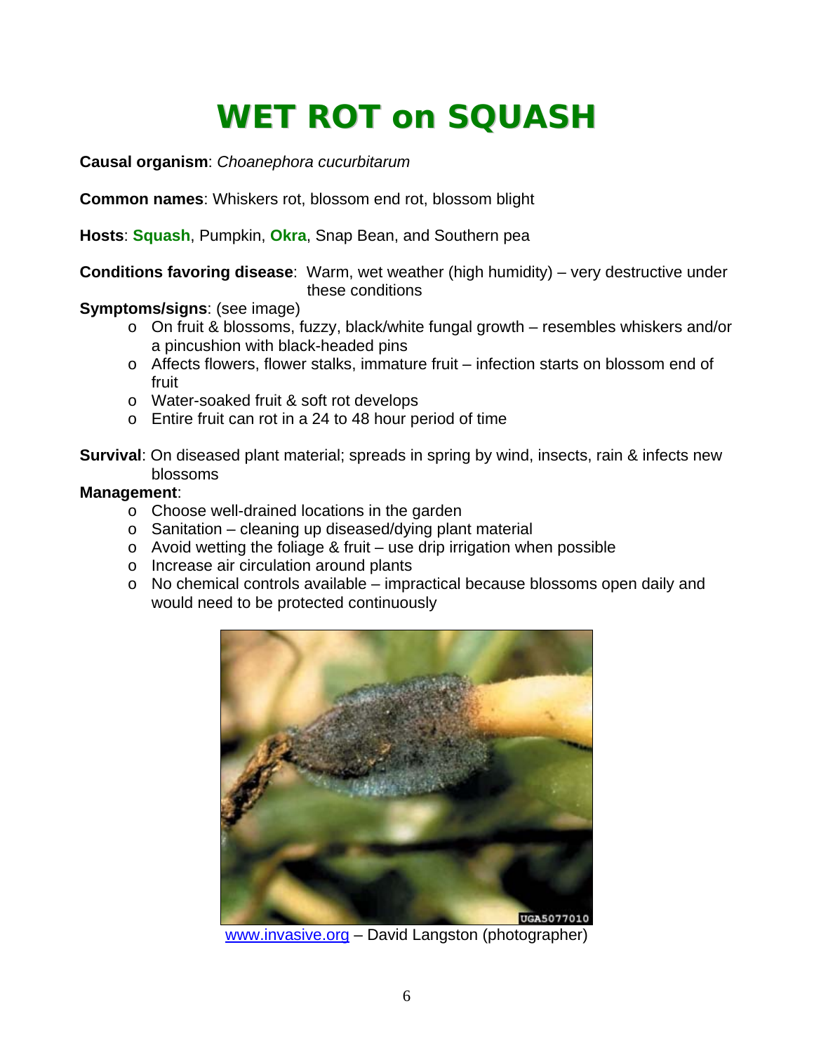# WET ROT on SQUASH

**Causal organism**: *Choanephora cucurbitarum*

**Common names**: Whiskers rot, blossom end rot, blossom blight

**Hosts**: **Squash**, Pumpkin, **Okra**, Snap Bean, and Southern pea

**Conditions favoring disease**: Warm, wet weather (high humidity) – very destructive under these conditions

**Symptoms/signs**: (see image)

- On fruit & blossoms, fuzzy, black/white fungal growth – resembles whiskers and/or a pincushion with black-headed pins
- Affects flowers, flower stalks, immature fruit – infection starts on blossom end of fruit
- Water-soaked fruit & soft rot develops
- Entire fruit can rot in a 24 to 48 hour period of time

**Survival**: On diseased plant material; spreads in spring by wind, insects, rain & infects new blossoms

**Management**:

- Choose well-drained locations in the garden
- Sanitation – cleaning up diseased/dying plant material
- Avoid wetting the foliage & fruit – use drip irrigation when possible
- Increase air circulation around plants
- No chemical controls available – impractical because blossoms open daily and would need to be protected continuously

UGA5077010

www.invasive.org – David Langston (photographer)